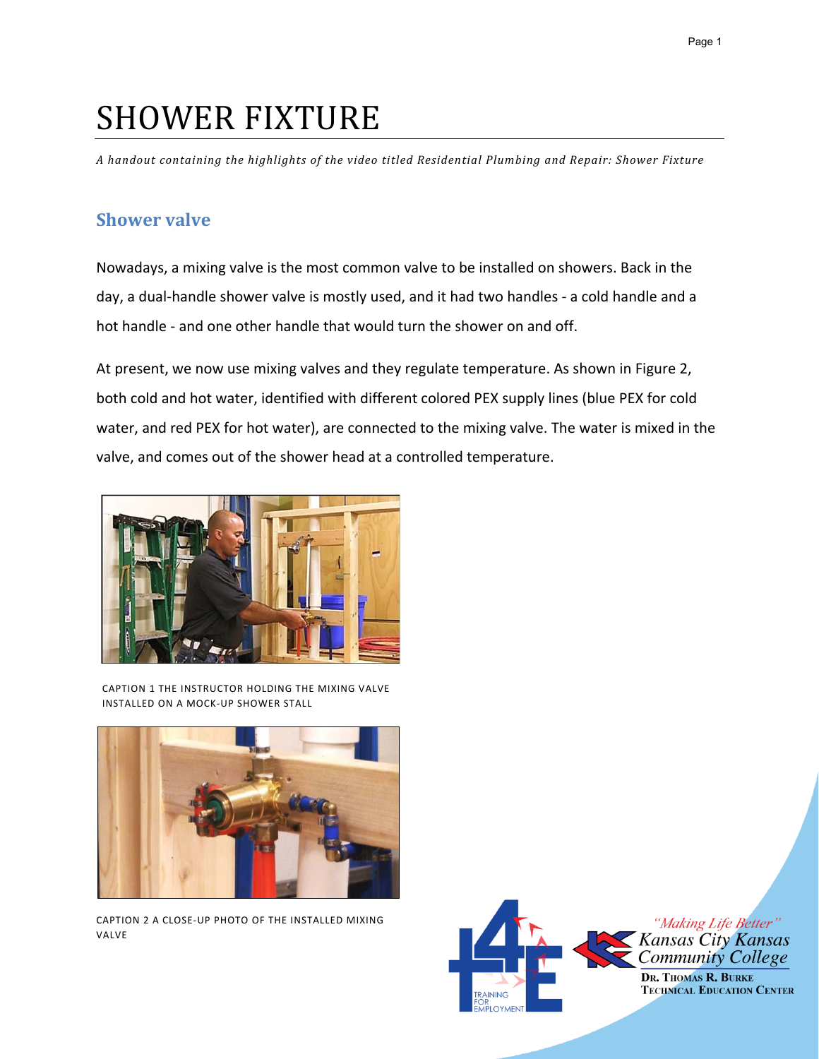# SHOWER FIXTURE

*A handout containing the highlights of the video titled Residential Plumbing and Repair: Shower Fixture*

## Shower valve

Nowadays, a mixing valve is the most common valve to be installed on showers. Back in the day, a dual-handle shower valve is mostly used, and it had two handles - a cold handle and a hot handle - and one other handle that would turn the shower on and off.

At present, we now use mixing valves and they regulate temperature. As shown in Figure 2, both cold and hot water, identified with different colored PEX supply lines (blue PEX for cold water, and red PEX for hot water), are connected to the mixing valve. The water is mixed in the valve, and comes out of the shower head at a controlled temperature.

CAPTION 1 THE INSTRUCTOR HOLDING THE MIXING VALVE INSTALLED ON A MOCK-UP SHOWER STALL

CAPTION 2 A CLOSE-UP PHOTO OF THE INSTALLED MIXING VALVE

TRAINING FOR EMPLOYMENT

"Making Life Better"
Kansas City Kansas Community College
DR. THOMAS R. BURKE TECHNICAL EDUCATION CENTER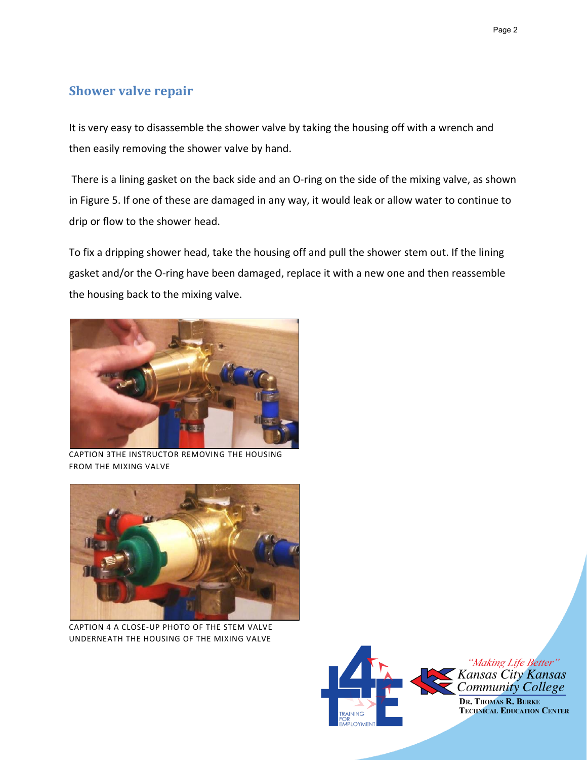## Shower valve repair

It is very easy to disassemble the shower valve by taking the housing off with a wrench and then easily removing the shower valve by hand.

There is a lining gasket on the back side and an O-ring on the side of the mixing valve, as shown in Figure 5. If one of these are damaged in any way, it would leak or allow water to continue to drip or flow to the shower head.

To fix a dripping shower head, take the housing off and pull the shower stem out. If the lining gasket and/or the O-ring have been damaged, replace it with a new one and then reassemble the housing back to the mixing valve.

CAPTION 3THE INSTRUCTOR REMOVING THE HOUSING FROM THE MIXING VALVE

CAPTION 4 A CLOSE-UP PHOTO OF THE STEM VALVE UNDERNEATH THE HOUSING OF THE MIXING VALVE

TRAINING FOR EMPLOYMENT

*"Making Life Better"*
*Kansas City Kansas Community College*
DR. THOMAS R. BURKE TECHNICAL EDUCATION CENTER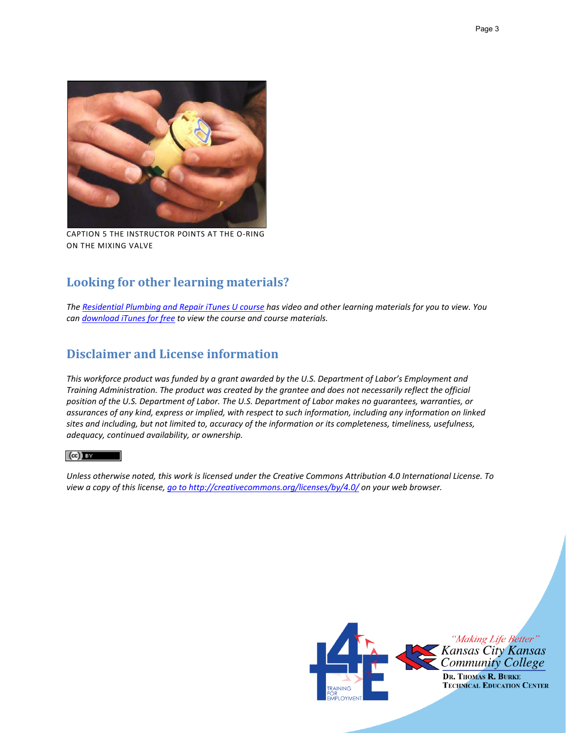CAPTION 5 THE INSTRUCTOR POINTS AT THE O-RING ON THE MIXING VALVE

## Looking for other learning materials?

*The [Residential Plumbing and Repair iTunes U course]() has video and other learning materials for you to view. You can [download iTunes for free]() to view the course and course materials.*

## Disclaimer and License information

*This workforce product was funded by a grant awarded by the U.S. Department of Labor's Employment and Training Administration. The product was created by the grantee and does not necessarily reflect the official position of the U.S. Department of Labor. The U.S. Department of Labor makes no guarantees, warranties, or assurances of any kind, express or implied, with respect to such information, including any information on linked sites and including, but not limited to, accuracy of the information or its completeness, timeliness, usefulness, adequacy, continued availability, or ownership.*

*Unless otherwise noted, this work is licensed under the Creative Commons Attribution 4.0 International License. To view a copy of this license, [go to http://creativecommons.org/licenses/by/4.0/](http://creativecommons.org/licenses/by/4.0/) on your web browser.*